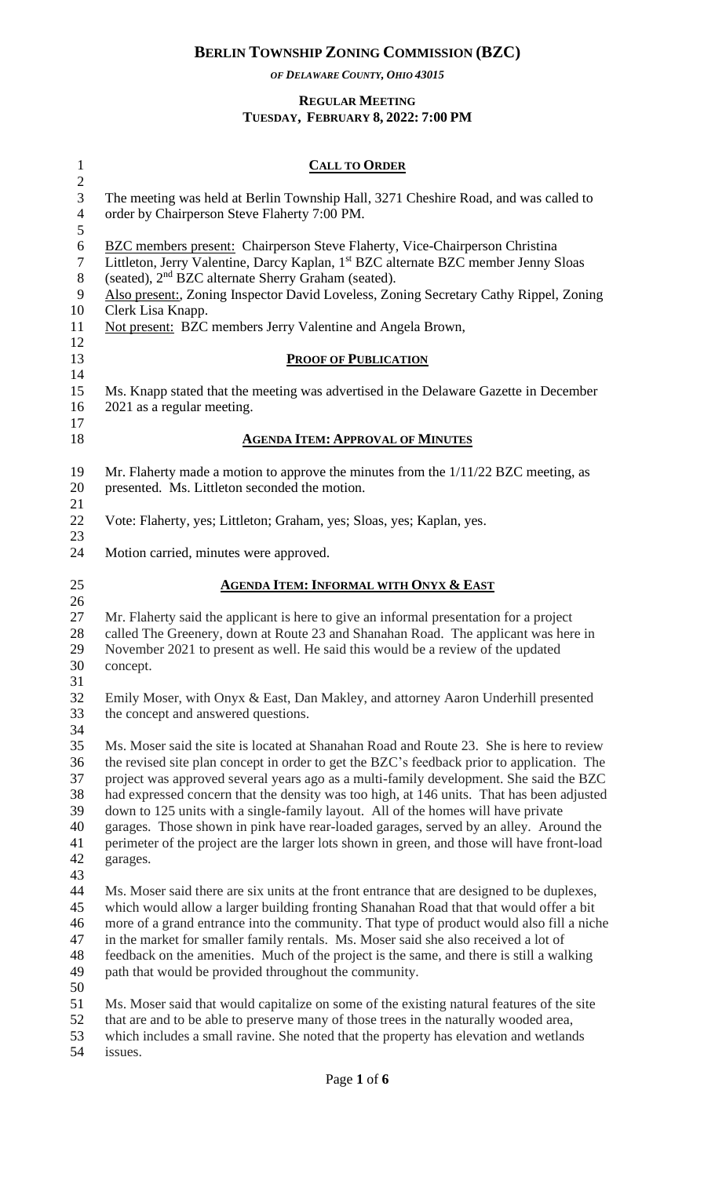# BERLIN TOWNSHIP ZONING COMMISSION (BZC)

*OF DELAWARE COUNTY, OHIO 43015*

**REGULAR MEETING**
**TUESDAY, FEBRUARY 8, 2022: 7:00 PM**

## CALL TO ORDER

The meeting was held at Berlin Township Hall, 3271 Cheshire Road, and was called to order by Chairperson Steve Flaherty 7:00 PM.

BZC members present: Chairperson Steve Flaherty, Vice-Chairperson Christina Littleton, Jerry Valentine, Darcy Kaplan, 1st BZC alternate BZC member Jenny Sloas (seated), 2nd BZC alternate Sherry Graham (seated).
Also present:, Zoning Inspector David Loveless, Zoning Secretary Cathy Rippel, Zoning Clerk Lisa Knapp.
Not present: BZC members Jerry Valentine and Angela Brown,

## PROOF OF PUBLICATION

Ms. Knapp stated that the meeting was advertised in the Delaware Gazette in December 2021 as a regular meeting.

## AGENDA ITEM: APPROVAL OF MINUTES

Mr. Flaherty made a motion to approve the minutes from the 1/11/22 BZC meeting, as presented. Ms. Littleton seconded the motion.

Vote: Flaherty, yes; Littleton; Graham, yes; Sloas, yes; Kaplan, yes.

Motion carried, minutes were approved.

## AGENDA ITEM: INFORMAL WITH ONYX & EAST

Mr. Flaherty said the applicant is here to give an informal presentation for a project called The Greenery, down at Route 23 and Shanahan Road. The applicant was here in November 2021 to present as well. He said this would be a review of the updated concept.

Emily Moser, with Onyx & East, Dan Makley, and attorney Aaron Underhill presented the concept and answered questions.

Ms. Moser said the site is located at Shanahan Road and Route 23. She is here to review the revised site plan concept in order to get the BZC's feedback prior to application. The project was approved several years ago as a multi-family development. She said the BZC had expressed concern that the density was too high, at 146 units. That has been adjusted down to 125 units with a single-family layout. All of the homes will have private garages. Those shown in pink have rear-loaded garages, served by an alley. Around the perimeter of the project are the larger lots shown in green, and those will have front-load garages.

Ms. Moser said there are six units at the front entrance that are designed to be duplexes, which would allow a larger building fronting Shanahan Road that that would offer a bit more of a grand entrance into the community. That type of product would also fill a niche in the market for smaller family rentals. Ms. Moser said she also received a lot of feedback on the amenities. Much of the project is the same, and there is still a walking path that would be provided throughout the community.

Ms. Moser said that would capitalize on some of the existing natural features of the site that are and to be able to preserve many of those trees in the naturally wooded area, which includes a small ravine. She noted that the property has elevation and wetlands issues.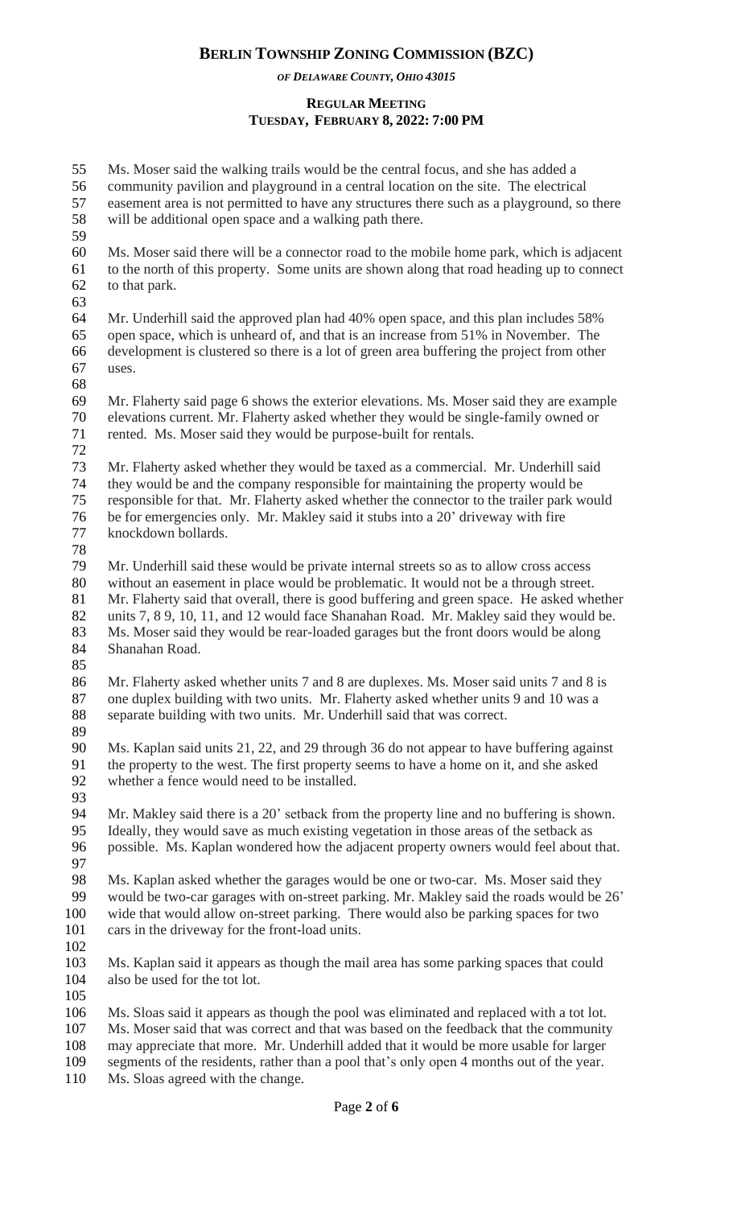Ms. Moser said the walking trails would be the central focus, and she has added a community pavilion and playground in a central location on the site. The electrical easement area is not permitted to have any structures there such as a playground, so there will be additional open space and a walking path there.

Ms. Moser said there will be a connector road to the mobile home park, which is adjacent to the north of this property. Some units are shown along that road heading up to connect to that park.

Mr. Underhill said the approved plan had 40% open space, and this plan includes 58% open space, which is unheard of, and that is an increase from 51% in November. The development is clustered so there is a lot of green area buffering the project from other uses.

Mr. Flaherty said page 6 shows the exterior elevations. Ms. Moser said they are example elevations current. Mr. Flaherty asked whether they would be single-family owned or rented. Ms. Moser said they would be purpose-built for rentals.

Mr. Flaherty asked whether they would be taxed as a commercial. Mr. Underhill said they would be and the company responsible for maintaining the property would be responsible for that. Mr. Flaherty asked whether the connector to the trailer park would be for emergencies only. Mr. Makley said it stubs into a 20' driveway with fire knockdown bollards.

Mr. Underhill said these would be private internal streets so as to allow cross access without an easement in place would be problematic. It would not be a through street. Mr. Flaherty said that overall, there is good buffering and green space. He asked whether units 7, 8 9, 10, 11, and 12 would face Shanahan Road. Mr. Makley said they would be. Ms. Moser said they would be rear-loaded garages but the front doors would be along Shanahan Road.

Mr. Flaherty asked whether units 7 and 8 are duplexes. Ms. Moser said units 7 and 8 is one duplex building with two units. Mr. Flaherty asked whether units 9 and 10 was a separate building with two units. Mr. Underhill said that was correct.

Ms. Kaplan said units 21, 22, and 29 through 36 do not appear to have buffering against the property to the west. The first property seems to have a home on it, and she asked whether a fence would need to be installed.

Mr. Makley said there is a 20' setback from the property line and no buffering is shown. Ideally, they would save as much existing vegetation in those areas of the setback as possible. Ms. Kaplan wondered how the adjacent property owners would feel about that.

Ms. Kaplan asked whether the garages would be one or two-car. Ms. Moser said they would be two-car garages with on-street parking. Mr. Makley said the roads would be 26' wide that would allow on-street parking. There would also be parking spaces for two cars in the driveway for the front-load units.

Ms. Kaplan said it appears as though the mail area has some parking spaces that could also be used for the tot lot.

Ms. Sloas said it appears as though the pool was eliminated and replaced with a tot lot. Ms. Moser said that was correct and that was based on the feedback that the community may appreciate that more. Mr. Underhill added that it would be more usable for larger segments of the residents, rather than a pool that's only open 4 months out of the year. Ms. Sloas agreed with the change.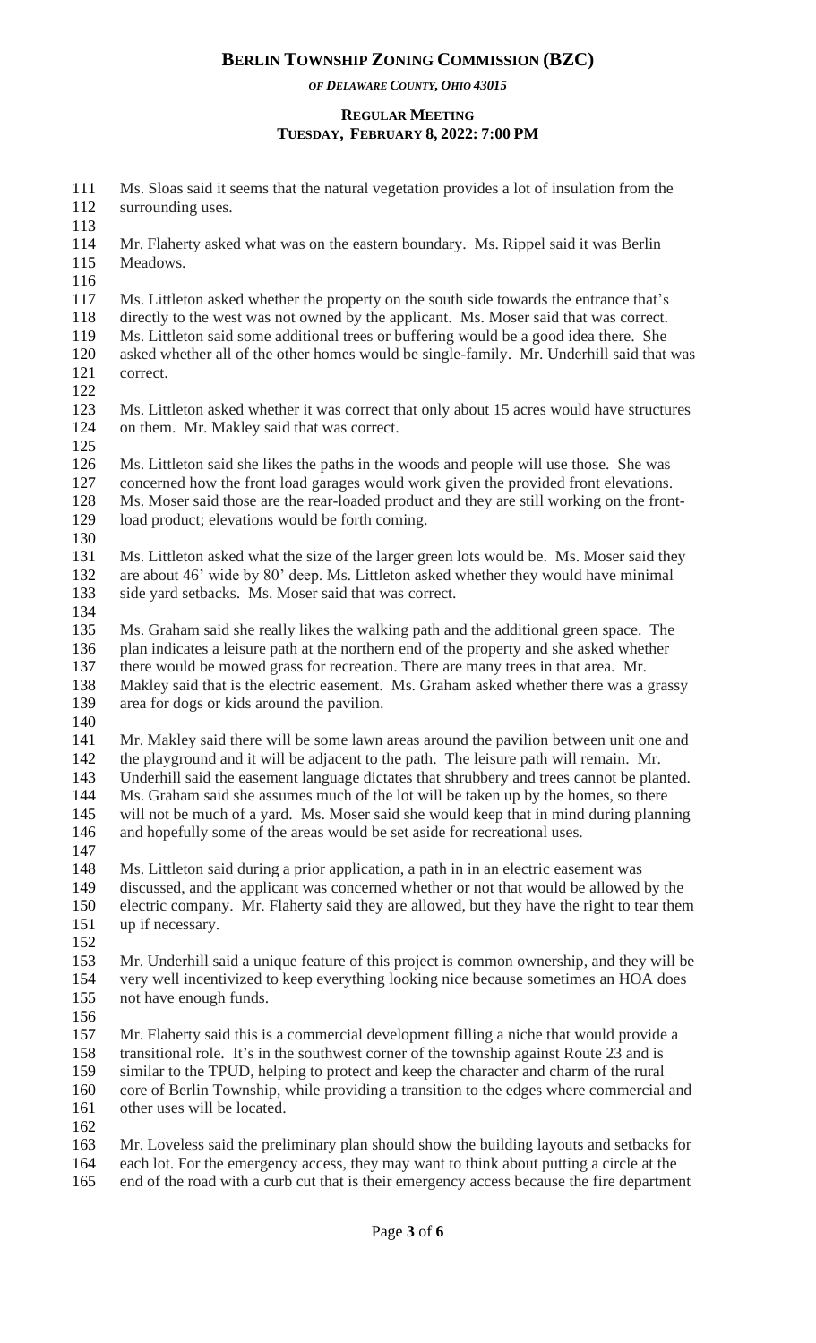Ms. Sloas said it seems that the natural vegetation provides a lot of insulation from the surrounding uses.

Mr. Flaherty asked what was on the eastern boundary. Ms. Rippel said it was Berlin Meadows.

Ms. Littleton asked whether the property on the south side towards the entrance that's directly to the west was not owned by the applicant. Ms. Moser said that was correct. Ms. Littleton said some additional trees or buffering would be a good idea there. She asked whether all of the other homes would be single-family. Mr. Underhill said that was correct.

Ms. Littleton asked whether it was correct that only about 15 acres would have structures on them. Mr. Makley said that was correct.

Ms. Littleton said she likes the paths in the woods and people will use those. She was concerned how the front load garages would work given the provided front elevations. Ms. Moser said those are the rear-loaded product and they are still working on the front-load product; elevations would be forth coming.

Ms. Littleton asked what the size of the larger green lots would be. Ms. Moser said they are about 46' wide by 80' deep. Ms. Littleton asked whether they would have minimal side yard setbacks. Ms. Moser said that was correct.

Ms. Graham said she really likes the walking path and the additional green space. The plan indicates a leisure path at the northern end of the property and she asked whether there would be mowed grass for recreation. There are many trees in that area. Mr. Makley said that is the electric easement. Ms. Graham asked whether there was a grassy area for dogs or kids around the pavilion.

Mr. Makley said there will be some lawn areas around the pavilion between unit one and the playground and it will be adjacent to the path. The leisure path will remain. Mr. Underhill said the easement language dictates that shrubbery and trees cannot be planted. Ms. Graham said she assumes much of the lot will be taken up by the homes, so there will not be much of a yard. Ms. Moser said she would keep that in mind during planning and hopefully some of the areas would be set aside for recreational uses.

Ms. Littleton said during a prior application, a path in in an electric easement was discussed, and the applicant was concerned whether or not that would be allowed by the electric company. Mr. Flaherty said they are allowed, but they have the right to tear them up if necessary.

Mr. Underhill said a unique feature of this project is common ownership, and they will be very well incentivized to keep everything looking nice because sometimes an HOA does not have enough funds.

Mr. Flaherty said this is a commercial development filling a niche that would provide a transitional role. It's in the southwest corner of the township against Route 23 and is similar to the TPUD, helping to protect and keep the character and charm of the rural core of Berlin Township, while providing a transition to the edges where commercial and other uses will be located.

Mr. Loveless said the preliminary plan should show the building layouts and setbacks for each lot. For the emergency access, they may want to think about putting a circle at the end of the road with a curb cut that is their emergency access because the fire department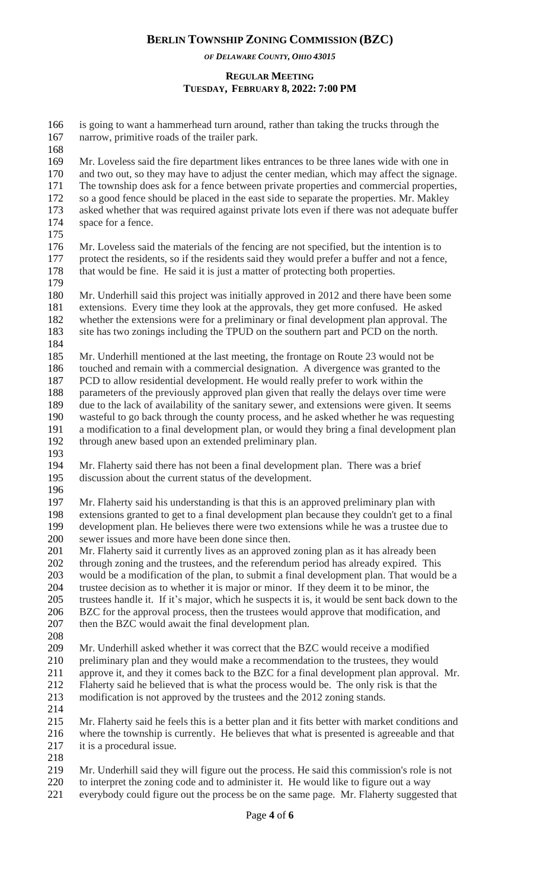is going to want a hammerhead turn around, rather than taking the trucks through the narrow, primitive roads of the trailer park.

Mr. Loveless said the fire department likes entrances to be three lanes wide with one in and two out, so they may have to adjust the center median, which may affect the signage. The township does ask for a fence between private properties and commercial properties, so a good fence should be placed in the east side to separate the properties. Mr. Makley asked whether that was required against private lots even if there was not adequate buffer space for a fence.

Mr. Loveless said the materials of the fencing are not specified, but the intention is to protect the residents, so if the residents said they would prefer a buffer and not a fence, that would be fine. He said it is just a matter of protecting both properties.

Mr. Underhill said this project was initially approved in 2012 and there have been some extensions. Every time they look at the approvals, they get more confused. He asked whether the extensions were for a preliminary or final development plan approval. The site has two zonings including the TPUD on the southern part and PCD on the north.

Mr. Underhill mentioned at the last meeting, the frontage on Route 23 would not be touched and remain with a commercial designation. A divergence was granted to the PCD to allow residential development. He would really prefer to work within the parameters of the previously approved plan given that really the delays over time were due to the lack of availability of the sanitary sewer, and extensions were given. It seems wasteful to go back through the county process, and he asked whether he was requesting a modification to a final development plan, or would they bring a final development plan through anew based upon an extended preliminary plan.

Mr. Flaherty said there has not been a final development plan. There was a brief discussion about the current status of the development.

Mr. Flaherty said his understanding is that this is an approved preliminary plan with extensions granted to get to a final development plan because they couldn't get to a final development plan. He believes there were two extensions while he was a trustee due to sewer issues and more have been done since then.
Mr. Flaherty said it currently lives as an approved zoning plan as it has already been through zoning and the trustees, and the referendum period has already expired. This would be a modification of the plan, to submit a final development plan. That would be a trustee decision as to whether it is major or minor. If they deem it to be minor, the trustees handle it. If it's major, which he suspects it is, it would be sent back down to the BZC for the approval process, then the trustees would approve that modification, and then the BZC would await the final development plan.

Mr. Underhill asked whether it was correct that the BZC would receive a modified preliminary plan and they would make a recommendation to the trustees, they would approve it, and they it comes back to the BZC for a final development plan approval. Mr. Flaherty said he believed that is what the process would be. The only risk is that the modification is not approved by the trustees and the 2012 zoning stands.

Mr. Flaherty said he feels this is a better plan and it fits better with market conditions and where the township is currently. He believes that what is presented is agreeable and that it is a procedural issue.

Mr. Underhill said they will figure out the process. He said this commission's role is not to interpret the zoning code and to administer it. He would like to figure out a way everybody could figure out the process be on the same page. Mr. Flaherty suggested that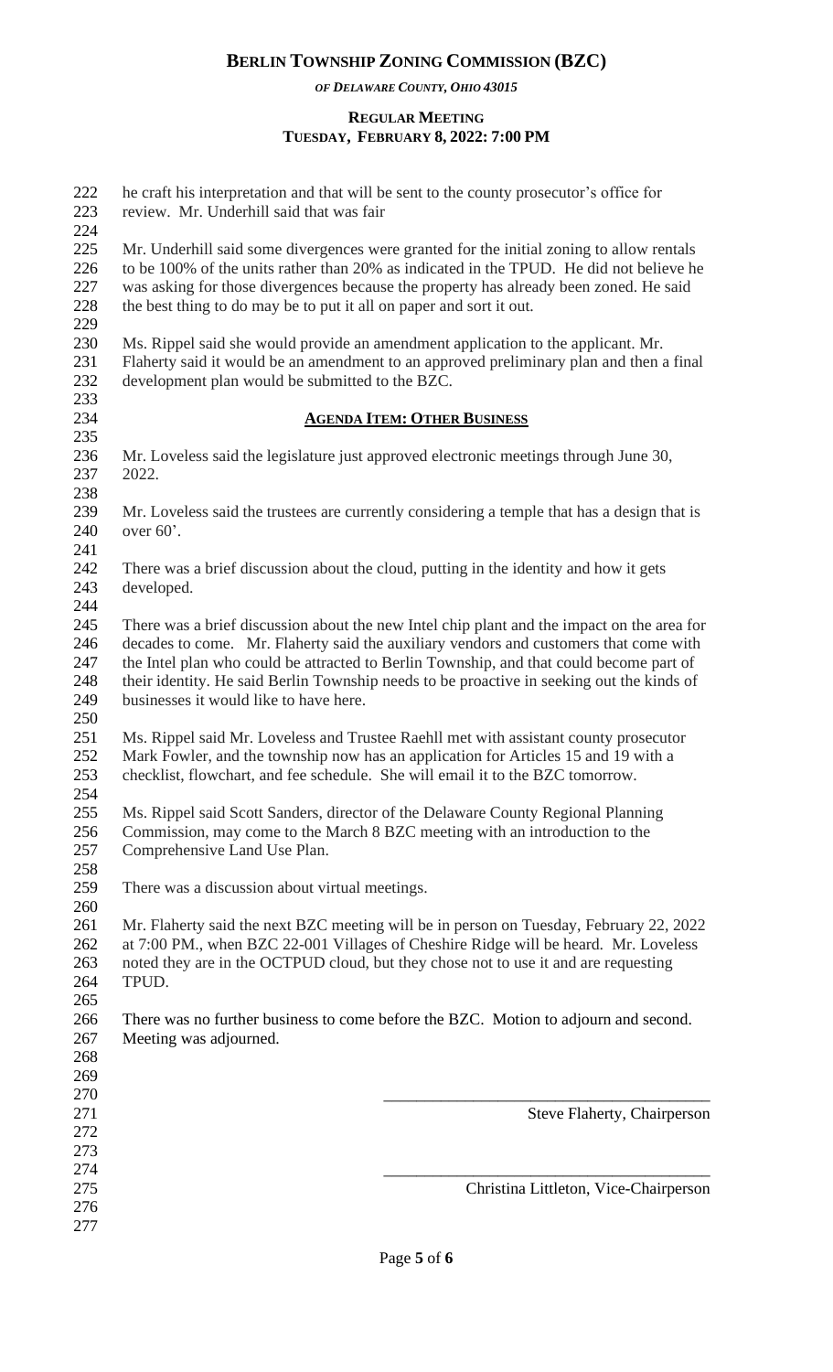he craft his interpretation and that will be sent to the county prosecutor's office for review. Mr. Underhill said that was fair

Mr. Underhill said some divergences were granted for the initial zoning to allow rentals to be 100% of the units rather than 20% as indicated in the TPUD. He did not believe he was asking for those divergences because the property has already been zoned. He said the best thing to do may be to put it all on paper and sort it out.

Ms. Rippel said she would provide an amendment application to the applicant. Mr. Flaherty said it would be an amendment to an approved preliminary plan and then a final development plan would be submitted to the BZC.

## AGENDA ITEM: OTHER BUSINESS

Mr. Loveless said the legislature just approved electronic meetings through June 30, 2022.

Mr. Loveless said the trustees are currently considering a temple that has a design that is over 60'.

There was a brief discussion about the cloud, putting in the identity and how it gets developed.

There was a brief discussion about the new Intel chip plant and the impact on the area for decades to come. Mr. Flaherty said the auxiliary vendors and customers that come with the Intel plan who could be attracted to Berlin Township, and that could become part of their identity. He said Berlin Township needs to be proactive in seeking out the kinds of businesses it would like to have here.

Ms. Rippel said Mr. Loveless and Trustee Raehll met with assistant county prosecutor Mark Fowler, and the township now has an application for Articles 15 and 19 with a checklist, flowchart, and fee schedule. She will email it to the BZC tomorrow.

Ms. Rippel said Scott Sanders, director of the Delaware County Regional Planning Commission, may come to the March 8 BZC meeting with an introduction to the Comprehensive Land Use Plan.

There was a discussion about virtual meetings.

Mr. Flaherty said the next BZC meeting will be in person on Tuesday, February 22, 2022 at 7:00 PM., when BZC 22-001 Villages of Cheshire Ridge will be heard. Mr. Loveless noted they are in the OCTPUD cloud, but they chose not to use it and are requesting TPUD.

There was no further business to come before the BZC. Motion to adjourn and second. Meeting was adjourned.

\_\_\_\_\_\_\_\_\_\_\_\_\_\_\_\_\_\_\_\_\_\_\_\_\_\_\_\_\_\_\_\_\_\_\_\_\_\_\_\_

Steve Flaherty, Chairperson

\_\_\_\_\_\_\_\_\_\_\_\_\_\_\_\_\_\_\_\_\_\_\_\_\_\_\_\_\_\_\_\_\_\_\_\_\_\_\_\_

Christina Littleton, Vice-Chairperson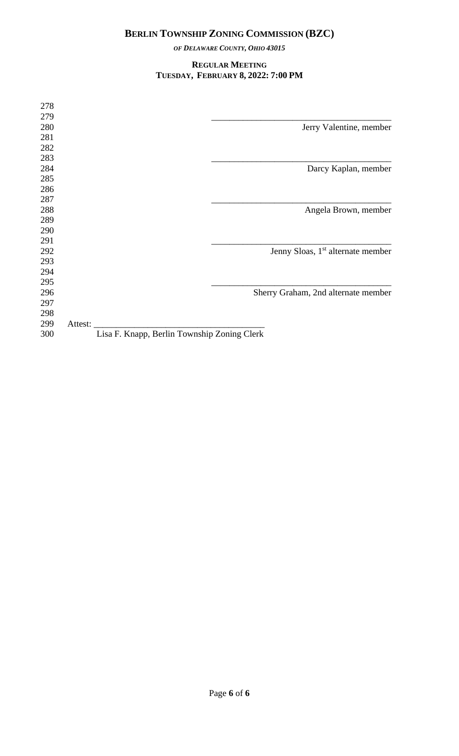______________________________________
Jerry Valentine, member

______________________________________
Darcy Kaplan, member

______________________________________
Angela Brown, member

______________________________________
Jenny Sloas, 1st alternate member

______________________________________
Sherry Graham, 2nd alternate member

Attest: ____________________________________
Lisa F. Knapp, Berlin Township Zoning Clerk